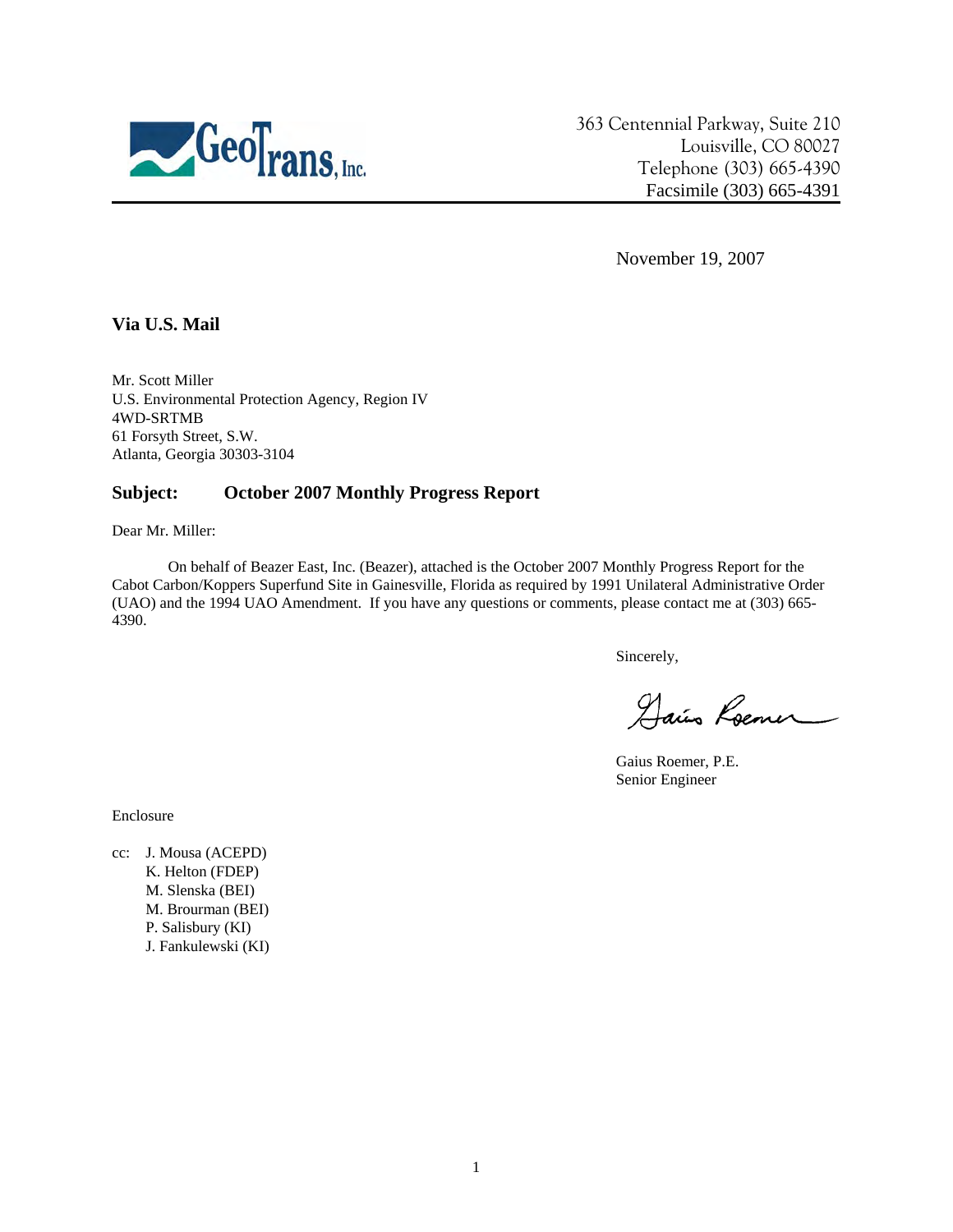GeoTrans, Inc.

363 Centennial Parkway, Suite 210
Louisville, CO 80027
Telephone (303) 665-4390
Facsimile (303) 665-4391

November 19, 2007

**Via U.S. Mail**

Mr. Scott Miller
U.S. Environmental Protection Agency, Region IV
4WD-SRTMB
61 Forsyth Street, S.W.
Atlanta, Georgia 30303-3104

**Subject: October 2007 Monthly Progress Report**

Dear Mr. Miller:

On behalf of Beazer East, Inc. (Beazer), attached is the October 2007 Monthly Progress Report for the Cabot Carbon/Koppers Superfund Site in Gainesville, Florida as required by 1991 Unilateral Administrative Order (UAO) and the 1994 UAO Amendment. If you have any questions or comments, please contact me at (303) 665-4390.

Sincerely,

Gaius Roemer

Gaius Roemer, P.E.
Senior Engineer

Enclosure

cc: J. Mousa (ACEPD)
K. Helton (FDEP)
M. Slenska (BEI)
M. Brourman (BEI)
P. Salisbury (KI)
J. Fankulewski (KI)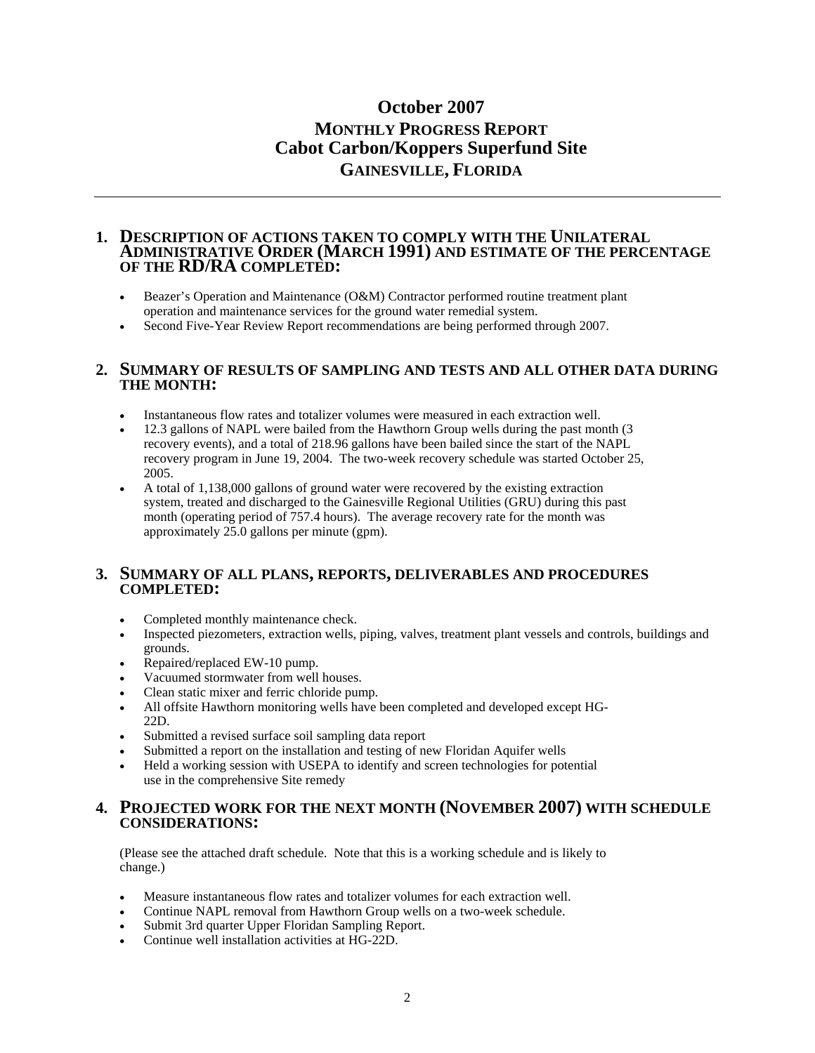# October 2007
# MONTHLY PROGRESS REPORT
# Cabot Carbon/Koppers Superfund Site
# GAINESVILLE, FLORIDA

---

## 1. DESCRIPTION OF ACTIONS TAKEN TO COMPLY WITH THE UNILATERAL ADMINISTRATIVE ORDER (MARCH 1991) AND ESTIMATE OF THE PERCENTAGE OF THE RD/RA COMPLETED:

- Beazer's Operation and Maintenance (O&M) Contractor performed routine treatment plant operation and maintenance services for the ground water remedial system.
- Second Five-Year Review Report recommendations are being performed through 2007.

## 2. SUMMARY OF RESULTS OF SAMPLING AND TESTS AND ALL OTHER DATA DURING THE MONTH:

- Instantaneous flow rates and totalizer volumes were measured in each extraction well.
- 12.3 gallons of NAPL were bailed from the Hawthorn Group wells during the past month (3 recovery events), and a total of 218.96 gallons have been bailed since the start of the NAPL recovery program in June 19, 2004. The two-week recovery schedule was started October 25, 2005.
- A total of 1,138,000 gallons of ground water were recovered by the existing extraction system, treated and discharged to the Gainesville Regional Utilities (GRU) during this past month (operating period of 757.4 hours). The average recovery rate for the month was approximately 25.0 gallons per minute (gpm).

## 3. SUMMARY OF ALL PLANS, REPORTS, DELIVERABLES AND PROCEDURES COMPLETED:

- Completed monthly maintenance check.
- Inspected piezometers, extraction wells, piping, valves, treatment plant vessels and controls, buildings and grounds.
- Repaired/replaced EW-10 pump.
- Vacuumed stormwater from well houses.
- Clean static mixer and ferric chloride pump.
- All offsite Hawthorn monitoring wells have been completed and developed except HG-22D.
- Submitted a revised surface soil sampling data report
- Submitted a report on the installation and testing of new Floridan Aquifer wells
- Held a working session with USEPA to identify and screen technologies for potential use in the comprehensive Site remedy

## 4. PROJECTED WORK FOR THE NEXT MONTH (NOVEMBER 2007) WITH SCHEDULE CONSIDERATIONS:

(Please see the attached draft schedule. Note that this is a working schedule and is likely to change.)

- Measure instantaneous flow rates and totalizer volumes for each extraction well.
- Continue NAPL removal from Hawthorn Group wells on a two-week schedule.
- Submit 3rd quarter Upper Floridan Sampling Report.
- Continue well installation activities at HG-22D.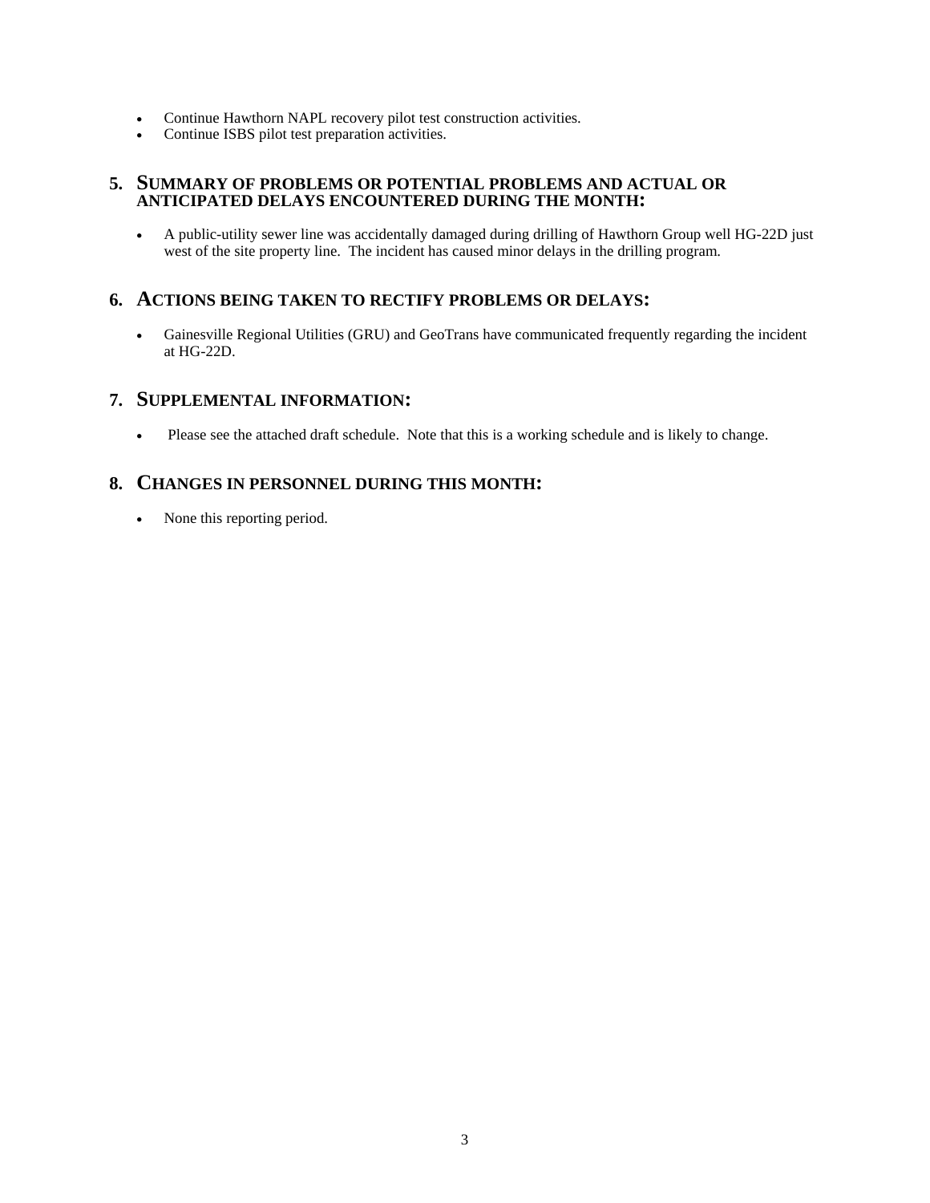- Continue Hawthorn NAPL recovery pilot test construction activities.
- Continue ISBS pilot test preparation activities.

## 5. SUMMARY OF PROBLEMS OR POTENTIAL PROBLEMS AND ACTUAL OR ANTICIPATED DELAYS ENCOUNTERED DURING THE MONTH:

- A public-utility sewer line was accidentally damaged during drilling of Hawthorn Group well HG-22D just west of the site property line. The incident has caused minor delays in the drilling program.

## 6. ACTIONS BEING TAKEN TO RECTIFY PROBLEMS OR DELAYS:

- Gainesville Regional Utilities (GRU) and GeoTrans have communicated frequently regarding the incident at HG-22D.

## 7. SUPPLEMENTAL INFORMATION:

- Please see the attached draft schedule. Note that this is a working schedule and is likely to change.

## 8. CHANGES IN PERSONNEL DURING THIS MONTH:

- None this reporting period.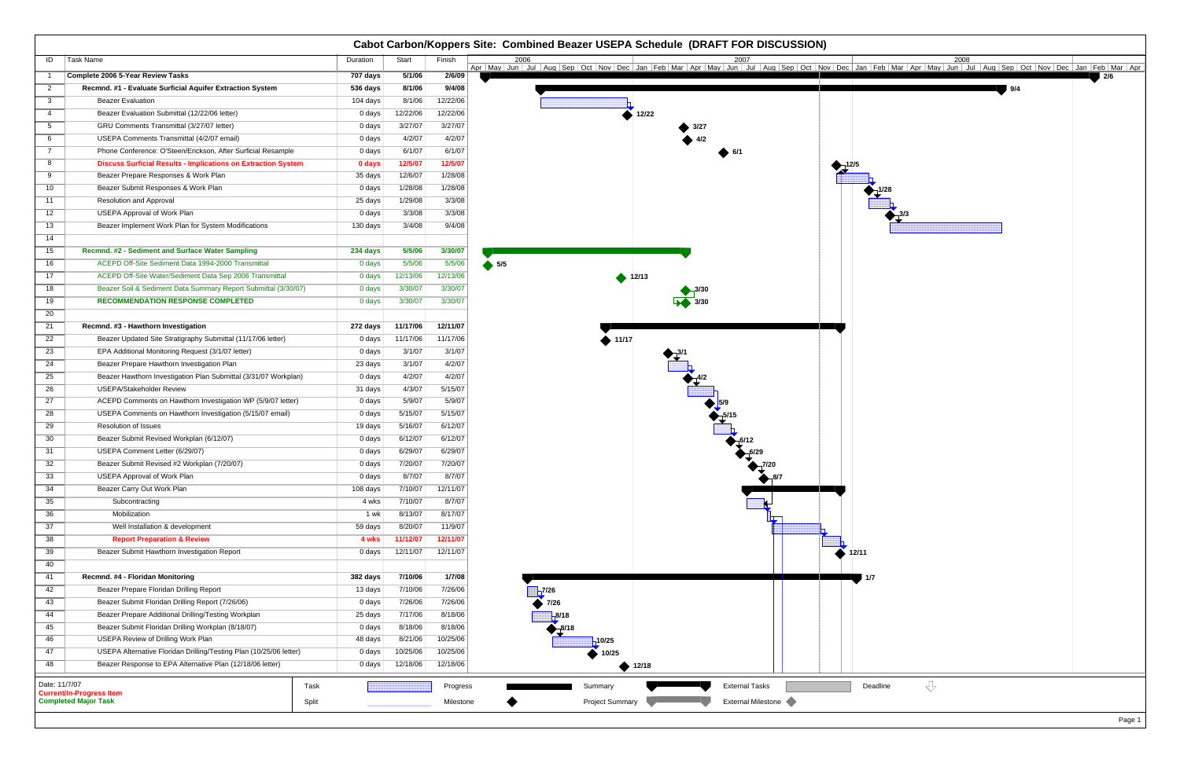# Cabot Carbon/Koppers Site: Combined Beazer USEPA Schedule (DRAFT FOR DISCUSSION)

| ID | Task Name | Duration | Start | Finish |
|---|---|---|---|---|
| 1 | **Complete 2006 5-Year Review Tasks** | **707 days** | **5/1/06** | **2/6/09** |
| 2 | **Recmnd. #1 - Evaluate Surficial Aquifer Extraction System** | **536 days** | **8/1/06** | **9/4/08** |
| 3 | Beazer Evaluation | 104 days | 8/1/06 | 12/22/06 |
| 4 | Beazer Evaluation Submittal (12/22/06 letter) | 0 days | 12/22/06 | 12/22/06 |
| 5 | GRU Comments Transmittal (3/27/07 letter) | 0 days | 3/27/07 | 3/27/07 |
| 6 | USEPA Comments Transmittal (4/2/07 email) | 0 days | 4/2/07 | 4/2/07 |
| 7 | Phone Conference: O'Steen/Erickson, After Surficial Resample | 0 days | 6/1/07 | 6/1/07 |
| 8 | **Discuss Surficial Results - Implications on Extraction System** | **0 days** | **12/5/07** | **12/5/07** |
| 9 | Beazer Prepare Responses & Work Plan | 35 days | 12/6/07 | 1/28/08 |
| 10 | Beazer Submit Responses & Work Plan | 0 days | 1/28/08 | 1/28/08 |
| 11 | Resolution and Approval | 25 days | 1/29/08 | 3/3/08 |
| 12 | USEPA Approval of Work Plan | 0 days | 3/3/08 | 3/3/08 |
| 13 | Beazer Implement Work Plan for System Modifications | 130 days | 3/4/08 | 9/4/08 |
| 14 | | | | |
| 15 | **Recmnd. #2 - Sediment and Surface Water Sampling** | **234 days** | **5/5/06** | **3/30/07** |
| 16 | ACEPD Off-Site Sediment Data 1994-2000 Transmittal | 0 days | 5/5/06 | 5/5/06 |
| 17 | ACEPD Off-Site Water/Sediment Data Sep 2006 Transmittal | 0 days | 12/13/06 | 12/13/06 |
| 18 | Beazer Soil & Sediment Data Summary Report Submittal (3/30/07) | 0 days | 3/30/07 | 3/30/07 |
| 19 | **RECOMMENDATION RESPONSE COMPLETED** | 0 days | 3/30/07 | 3/30/07 |
| 20 | | | | |
| 21 | **Recmnd. #3 - Hawthorn Investigation** | **272 days** | **11/17/06** | **12/11/07** |
| 22 | Beazer Updated Site Stratigraphy Submittal (11/17/06 letter) | 0 days | 11/17/06 | 11/17/06 |
| 23 | EPA Additional Monitoring Request (3/1/07 letter) | 0 days | 3/1/07 | 3/1/07 |
| 24 | Beazer Prepare Hawthorn Investigation Plan | 23 days | 3/1/07 | 4/2/07 |
| 25 | Beazer Hawthorn Investigation Plan Submittal (3/31/07 Workplan) | 0 days | 4/2/07 | 4/2/07 |
| 26 | USEPA/Stakeholder Review | 31 days | 4/3/07 | 5/15/07 |
| 27 | ACEPD Comments on Hawthorn Investigation WP (5/9/07 letter) | 0 days | 5/9/07 | 5/9/07 |
| 28 | USEPA Comments on Hawthorn Investigation (5/15/07 email) | 0 days | 5/15/07 | 5/15/07 |
| 29 | Resolution of Issues | 19 days | 5/16/07 | 6/12/07 |
| 30 | Beazer Submit Revised Workplan (6/12/07) | 0 days | 6/12/07 | 6/12/07 |
| 31 | USEPA Comment Letter (6/29/07) | 0 days | 6/29/07 | 6/29/07 |
| 32 | Beazer Submit Revised #2 Workplan (7/20/07) | 0 days | 7/20/07 | 7/20/07 |
| 33 | USEPA Approval of Work Plan | 0 days | 8/7/07 | 8/7/07 |
| 34 | Beazer Carry Out Work Plan | 108 days | 7/10/07 | 12/11/07 |
| 35 | Subcontracting | 4 wks | 7/10/07 | 8/7/07 |
| 36 | Mobilization | 1 wk | 8/13/07 | 8/17/07 |
| 37 | Well Installation & development | 59 days | 8/20/07 | 11/9/07 |
| 38 | **Report Preparation & Review** | **4 wks** | **11/12/07** | **12/11/07** |
| 39 | Beazer Submit Hawthorn Investigation Report | 0 days | 12/11/07 | 12/11/07 |
| 40 | | | | |
| 41 | **Recmnd. #4 - Floridan Monitoring** | **382 days** | **7/10/06** | **1/7/08** |
| 42 | Beazer Prepare Floridan Drilling Report | 13 days | 7/10/06 | 7/26/06 |
| 43 | Beazer Submit Floridan Drilling Report (7/26/06) | 0 days | 7/26/06 | 7/26/06 |
| 44 | Beazer Prepare Additional Drilling/Testing Workplan | 25 days | 7/17/06 | 8/18/06 |
| 45 | Beazer Submit Floridan Drilling Workplan (8/18/07) | 0 days | 8/18/06 | 8/18/06 |
| 46 | USEPA Review of Drilling Work Plan | 48 days | 8/21/06 | 10/25/06 |
| 47 | USEPA Alternative Floridan Drilling/Testing Plan (10/25/06 letter) | 0 days | 10/25/06 | 10/25/06 |
| 48 | Beazer Response to EPA Alternative Plan (12/18/06 letter) | 0 days | 12/18/06 | 12/18/06 |

Date: 11/7/07
**Current/In-Progress Item**
**Completed Major Task**

Legend: Task, Split, Progress, Milestone, Summary, Project Summary, External Tasks, External Milestone, Deadline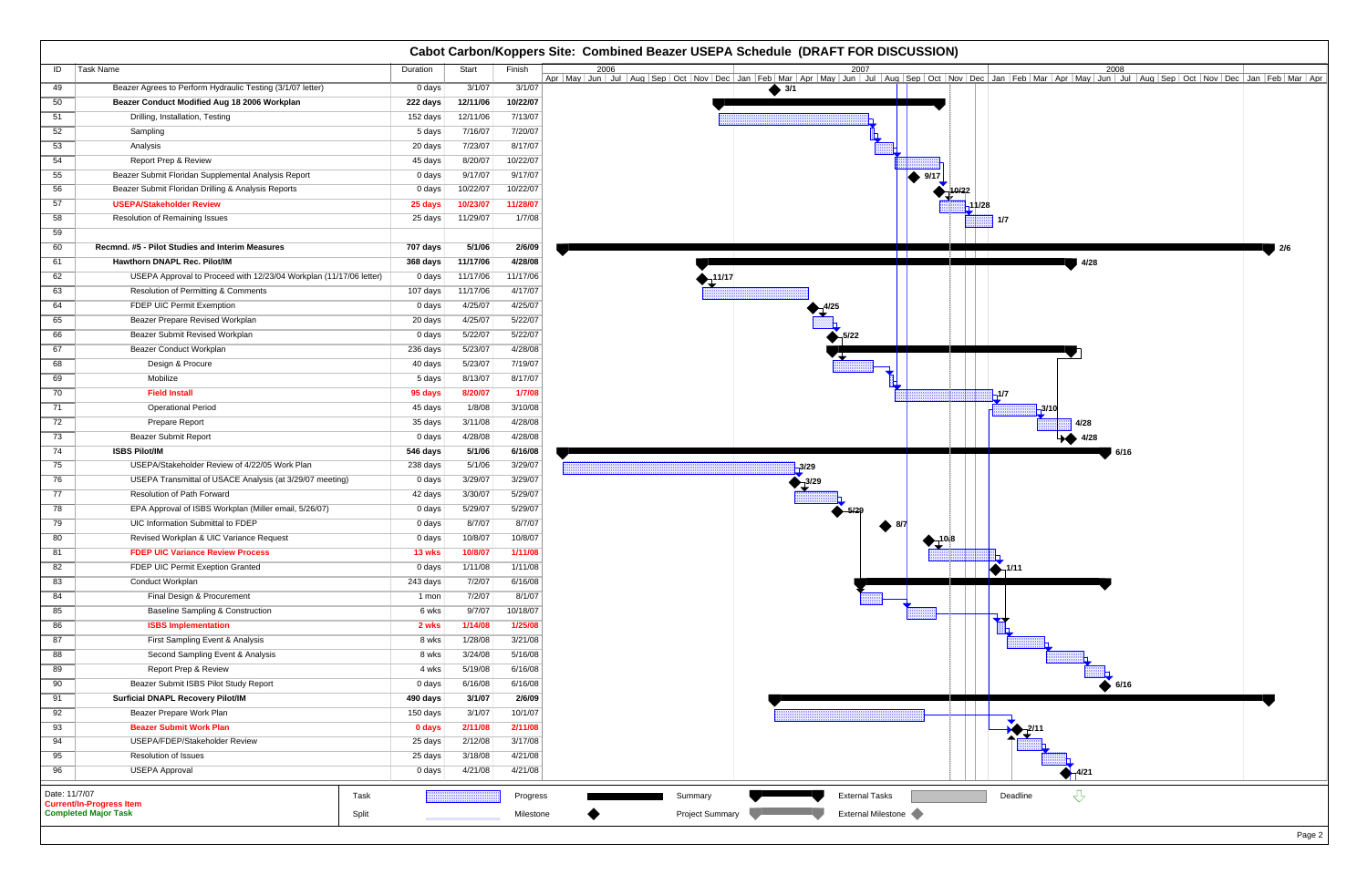# Cabot Carbon/Koppers Site: Combined Beazer USEPA Schedule (DRAFT FOR DISCUSSION)

| ID | Task Name | Duration | Start | Finish |
|---|---|---|---|---|
| 49 | Beazer Agrees to Perform Hydraulic Testing (3/1/07 letter) | 0 days | 3/1/07 | 3/1/07 |
| 50 | **Beazer Conduct Modified Aug 18 2006 Workplan** | **222 days** | **12/11/06** | **10/22/07** |
| 51 | Drilling, Installation, Testing | 152 days | 12/11/06 | 7/13/07 |
| 52 | Sampling | 5 days | 7/16/07 | 7/20/07 |
| 53 | Analysis | 20 days | 7/23/07 | 8/17/07 |
| 54 | Report Prep & Review | 45 days | 8/20/07 | 10/22/07 |
| 55 | Beazer Submit Floridan Supplemental Analysis Report | 0 days | 9/17/07 | 9/17/07 |
| 56 | Beazer Submit Floridan Drilling & Analysis Reports | 0 days | 10/22/07 | 10/22/07 |
| 57 | **USEPA/Stakeholder Review** | **25 days** | **10/23/07** | **11/28/07** |
| 58 | Resolution of Remaining Issues | 25 days | 11/29/07 | 1/7/08 |
| 59 | | | | |
| 60 | **Recmnd. #5 - Pilot Studies and Interim Measures** | **707 days** | **5/1/06** | **2/6/09** |
| 61 | **Hawthorn DNAPL Rec. Pilot/IM** | **368 days** | **11/17/06** | **4/28/08** |
| 62 | USEPA Approval to Proceed with 12/23/04 Workplan (11/17/06 letter) | 0 days | 11/17/06 | 11/17/06 |
| 63 | Resolution of Permitting & Comments | 107 days | 11/17/06 | 4/17/07 |
| 64 | FDEP UIC Permit Exemption | 0 days | 4/25/07 | 4/25/07 |
| 65 | Beazer Prepare Revised Workplan | 20 days | 4/25/07 | 5/22/07 |
| 66 | Beazer Submit Revised Workplan | 0 days | 5/22/07 | 5/22/07 |
| 67 | Beazer Conduct Workplan | 236 days | 5/23/07 | 4/28/08 |
| 68 | Design & Procure | 40 days | 5/23/07 | 7/19/07 |
| 69 | Mobilize | 5 days | 8/13/07 | 8/17/07 |
| 70 | **Field Install** | **95 days** | **8/20/07** | **1/7/08** |
| 71 | Operational Period | 45 days | 1/8/08 | 3/10/08 |
| 72 | Prepare Report | 35 days | 3/11/08 | 4/28/08 |
| 73 | Beazer Submit Report | 0 days | 4/28/08 | 4/28/08 |
| 74 | **ISBS Pilot/IM** | **546 days** | **5/1/06** | **6/16/08** |
| 75 | USEPA/Stakeholder Review of 4/22/05 Work Plan | 238 days | 5/1/06 | 3/29/07 |
| 76 | USEPA Transmittal of USACE Analysis (at 3/29/07 meeting) | 0 days | 3/29/07 | 3/29/07 |
| 77 | Resolution of Path Forward | 42 days | 3/30/07 | 5/29/07 |
| 78 | EPA Approval of ISBS Workplan (Miller email, 5/26/07) | 0 days | 5/29/07 | 5/29/07 |
| 79 | UIC Information Submittal to FDEP | 0 days | 8/7/07 | 8/7/07 |
| 80 | Revised Workplan & UIC Variance Request | 0 days | 10/8/07 | 10/8/07 |
| 81 | **FDEP UIC Variance Review Process** | **13 wks** | **10/8/07** | **1/11/08** |
| 82 | FDEP UIC Permit Exeption Granted | 0 days | 1/11/08 | 1/11/08 |
| 83 | Conduct Workplan | 243 days | 7/2/07 | 6/16/08 |
| 84 | Final Design & Procurement | 1 mon | 7/2/07 | 8/1/07 |
| 85 | Baseline Sampling & Construction | 6 wks | 9/7/07 | 10/18/07 |
| 86 | **ISBS Implementation** | **2 wks** | **1/14/08** | **1/25/08** |
| 87 | First Sampling Event & Analysis | 8 wks | 1/28/08 | 3/21/08 |
| 88 | Second Sampling Event & Analysis | 8 wks | 3/24/08 | 5/16/08 |
| 89 | Report Prep & Review | 4 wks | 5/19/08 | 6/16/08 |
| 90 | Beazer Submit ISBS Pilot Study Report | 0 days | 6/16/08 | 6/16/08 |
| 91 | **Surficial DNAPL Recovery Pilot/IM** | **490 days** | **3/1/07** | **2/6/09** |
| 92 | Beazer Prepare Work Plan | 150 days | 3/1/07 | 10/1/07 |
| 93 | **Beazer Submit Work Plan** | **0 days** | **2/11/08** | **2/11/08** |
| 94 | USEPA/FDEP/Stakeholder Review | 25 days | 2/12/08 | 3/17/08 |
| 95 | Resolution of Issues | 25 days | 3/18/08 | 4/21/08 |
| 96 | USEPA Approval | 0 days | 4/21/08 | 4/21/08 |

Date: 11/7/07
**Current/In-Progress Item**
**Completed Major Task**

Legend: Task, Split, Progress, Milestone, Summary, Project Summary, External Tasks, External Milestone, Deadline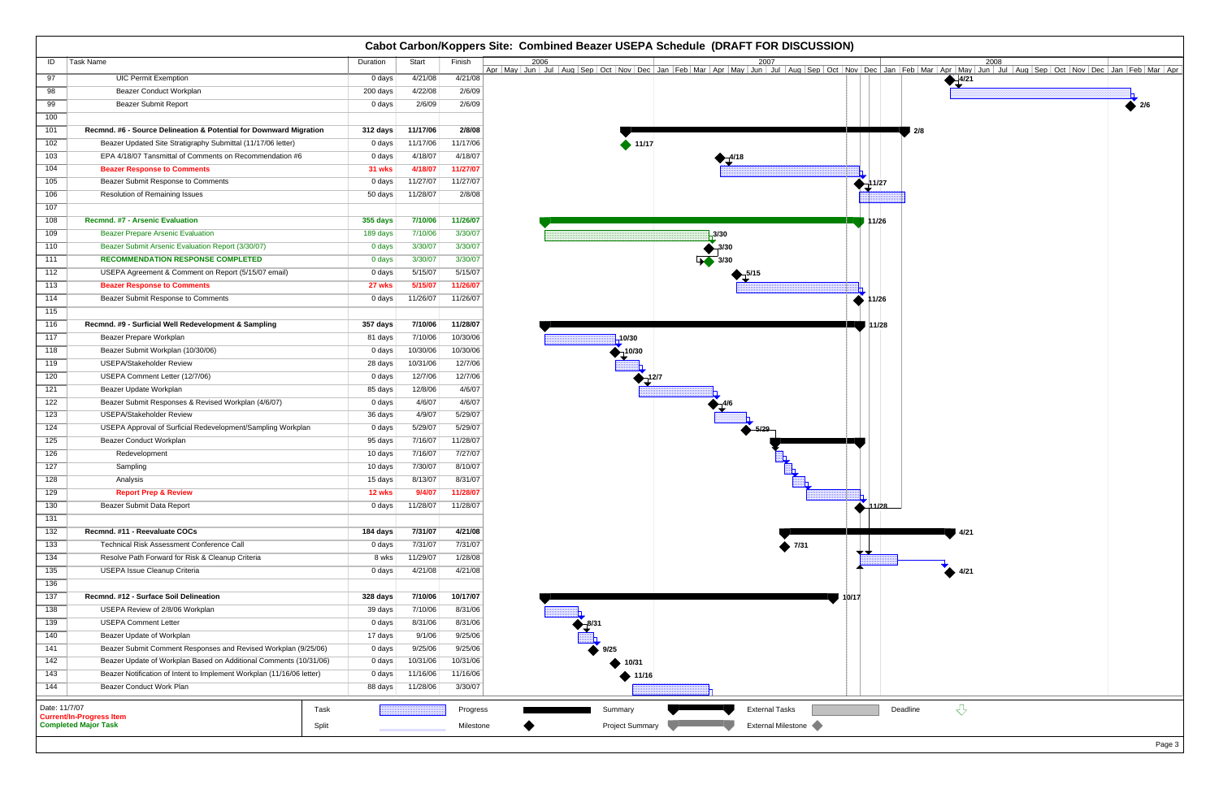# Cabot Carbon/Koppers Site: Combined Beazer USEPA Schedule (DRAFT FOR DISCUSSION)

| ID | Task Name | Duration | Start | Finish |
|---|---|---|---|---|
| 97 | UIC Permit Exemption | 0 days | 4/21/08 | 4/21/08 |
| 98 | Beazer Conduct Workplan | 200 days | 4/22/08 | 2/6/09 |
| 99 | Beazer Submit Report | 0 days | 2/6/09 | 2/6/09 |
| 100 | | | | |
| 101 | **Recmnd. #6 - Source Delineation & Potential for Downward Migration** | **312 days** | **11/17/06** | **2/8/08** |
| 102 | Beazer Updated Site Stratigraphy Submittal (11/17/06 letter) | 0 days | 11/17/06 | 11/17/06 |
| 103 | EPA 4/18/07 Tansmittal of Comments on Recommendation #6 | 0 days | 4/18/07 | 4/18/07 |
| 104 | **Beazer Response to Comments** | **31 wks** | **4/18/07** | **11/27/07** |
| 105 | Beazer Submit Response to Comments | 0 days | 11/27/07 | 11/27/07 |
| 106 | Resolution of Remaining Issues | 50 days | 11/28/07 | 2/8/08 |
| 107 | | | | |
| 108 | **Recmnd. #7 - Arsenic Evaluation** | **355 days** | **7/10/06** | **11/26/07** |
| 109 | Beazer Prepare Arsenic Evaluation | 189 days | 7/10/06 | 3/30/07 |
| 110 | Beazer Submit Arsenic Evaluation Report (3/30/07) | 0 days | 3/30/07 | 3/30/07 |
| 111 | **RECOMMENDATION RESPONSE COMPLETED** | 0 days | 3/30/07 | 3/30/07 |
| 112 | USEPA Agreement & Comment on Report (5/15/07 email) | 0 days | 5/15/07 | 5/15/07 |
| 113 | **Beazer Response to Comments** | **27 wks** | **5/15/07** | **11/26/07** |
| 114 | Beazer Submit Response to Comments | 0 days | 11/26/07 | 11/26/07 |
| 115 | | | | |
| 116 | **Recmnd. #9 - Surficial Well Redevelopment & Sampling** | **357 days** | **7/10/06** | **11/28/07** |
| 117 | Beazer Prepare Workplan | 81 days | 7/10/06 | 10/30/06 |
| 118 | Beazer Submit Workplan (10/30/06) | 0 days | 10/30/06 | 10/30/06 |
| 119 | USEPA/Stakeholder Review | 28 days | 10/31/06 | 12/7/06 |
| 120 | USEPA Comment Letter (12/7/06) | 0 days | 12/7/06 | 12/7/06 |
| 121 | Beazer Update Workplan | 85 days | 12/8/06 | 4/6/07 |
| 122 | Beazer Submit Responses & Revised Workplan (4/6/07) | 0 days | 4/6/07 | 4/6/07 |
| 123 | USEPA/Stakeholder Review | 36 days | 4/9/07 | 5/29/07 |
| 124 | USEPA Approval of Surficial Redevelopment/Sampling Workplan | 0 days | 5/29/07 | 5/29/07 |
| 125 | Beazer Conduct Workplan | 95 days | 7/16/07 | 11/28/07 |
| 126 | Redevelopment | 10 days | 7/16/07 | 7/27/07 |
| 127 | Sampling | 10 days | 7/30/07 | 8/10/07 |
| 128 | Analysis | 15 days | 8/13/07 | 8/31/07 |
| 129 | **Report Prep & Review** | **12 wks** | **9/4/07** | **11/28/07** |
| 130 | Beazer Submit Data Report | 0 days | 11/28/07 | 11/28/07 |
| 131 | | | | |
| 132 | **Recmnd. #11 - Reevaluate COCs** | **184 days** | **7/31/07** | **4/21/08** |
| 133 | Technical Risk Assessment Conference Call | 0 days | 7/31/07 | 7/31/07 |
| 134 | Resolve Path Forward for Risk & Cleanup Criteria | 8 wks | 11/29/07 | 1/28/08 |
| 135 | USEPA Issue Cleanup Criteria | 0 days | 4/21/08 | 4/21/08 |
| 136 | | | | |
| 137 | **Recmnd. #12 - Surface Soil Delineation** | **328 days** | **7/10/06** | **10/17/07** |
| 138 | USEPA Review of 2/8/06 Workplan | 39 days | 7/10/06 | 8/31/06 |
| 139 | USEPA Comment Letter | 0 days | 8/31/06 | 8/31/06 |
| 140 | Beazer Update of Workplan | 17 days | 9/1/06 | 9/25/06 |
| 141 | Beazer Submit Comment Responses and Revised Workplan (9/25/06) | 0 days | 9/25/06 | 9/25/06 |
| 142 | Beazer Update of Workplan Based on Additional Comments (10/31/06) | 0 days | 10/31/06 | 10/31/06 |
| 143 | Beazer Notification of Intent to Implement Workplan (11/16/06 letter) | 0 days | 11/16/06 | 11/16/06 |
| 144 | Beazer Conduct Work Plan | 88 days | 11/28/06 | 3/30/07 |

Date: 11/7/07
**Current/In-Progress Item**
**Completed Major Task**

Legend: Task, Split, Progress, Milestone, Summary, Project Summary, External Tasks, External Milestone, Deadline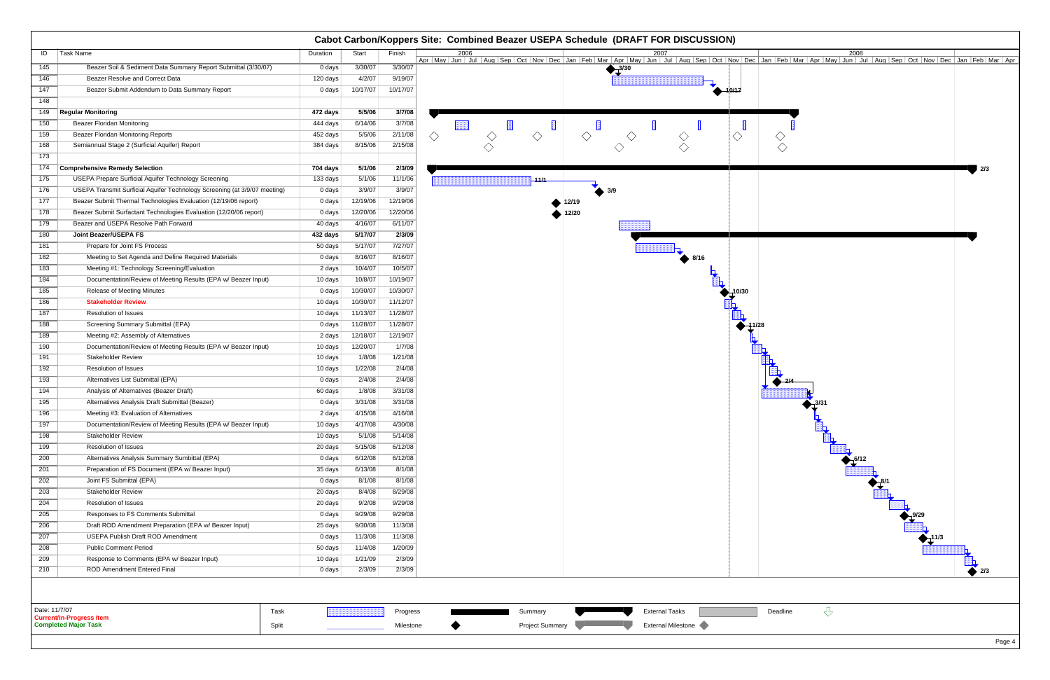# Cabot Carbon/Koppers Site: Combined Beazer USEPA Schedule (DRAFT FOR DISCUSSION)

| ID | Task Name | Duration | Start | Finish |
|---|---|---|---|---|
| 145 | Beazer Soil & Sediment Data Summary Report Submittal (3/30/07) | 0 days | 3/30/07 | 3/30/07 |
| 146 | Beazer Resolve and Correct Data | 120 days | 4/2/07 | 9/19/07 |
| 147 | Beazer Submit Addendum to Data Summary Report | 0 days | 10/17/07 | 10/17/07 |
| 148 | | | | |
| 149 | **Regular Monitoring** | **472 days** | **5/5/06** | **3/7/08** |
| 150 | Beazer Floridan Monitoring | 444 days | 6/14/06 | 3/7/08 |
| 159 | Beazer Floridan Monitoring Reports | 452 days | 5/5/06 | 2/11/08 |
| 168 | Semiannual Stage 2 (Surficial Aquifer) Report | 384 days | 8/15/06 | 2/15/08 |
| 173 | | | | |
| 174 | **Comprehensive Remedy Selection** | **704 days** | **5/1/06** | **2/3/09** |
| 175 | USEPA Prepare Surficial Aquifer Technology Screening | 133 days | 5/1/06 | 11/1/06 |
| 176 | USEPA Transmit Surficial Aquifer Technology Screening (at 3/9/07 meeting) | 0 days | 3/9/07 | 3/9/07 |
| 177 | Beazer Submit Thermal Technologies Evaluation (12/19/06 report) | 0 days | 12/19/06 | 12/19/06 |
| 178 | Beazer Submit Surfactant Technologies Evaluation (12/20/06 report) | 0 days | 12/20/06 | 12/20/06 |
| 179 | Beazer and USEPA Resolve Path Forward | 40 days | 4/16/07 | 6/11/07 |
| 180 | **Joint Beazer/USEPA FS** | **432 days** | **5/17/07** | **2/3/09** |
| 181 | Prepare for Joint FS Process | 50 days | 5/17/07 | 7/27/07 |
| 182 | Meeting to Set Agenda and Define Required Materials | 0 days | 8/16/07 | 8/16/07 |
| 183 | Meeting #1: Technology Screening/Evaluation | 2 days | 10/4/07 | 10/5/07 |
| 184 | Documentation/Review of Meeting Results (EPA w/ Beazer Input) | 10 days | 10/8/07 | 10/19/07 |
| 185 | Release of Meeting Minutes | 0 days | 10/30/07 | 10/30/07 |
| 186 | **Stakeholder Review** | 10 days | 10/30/07 | 11/12/07 |
| 187 | Resolution of Issues | 10 days | 11/13/07 | 11/28/07 |
| 188 | Screening Summary Submittal (EPA) | 0 days | 11/28/07 | 11/28/07 |
| 189 | Meeting #2: Assembly of Alternatives | 2 days | 12/18/07 | 12/19/07 |
| 190 | Documentation/Review of Meeting Results (EPA w/ Beazer Input) | 10 days | 12/20/07 | 1/7/08 |
| 191 | Stakeholder Review | 10 days | 1/8/08 | 1/21/08 |
| 192 | Resolution of Issues | 10 days | 1/22/08 | 2/4/08 |
| 193 | Alternatives List Submittal (EPA) | 0 days | 2/4/08 | 2/4/08 |
| 194 | Analysis of Alternatives (Beazer Draft) | 60 days | 1/8/08 | 3/31/08 |
| 195 | Alternatives Analysis Draft Submittal (Beazer) | 0 days | 3/31/08 | 3/31/08 |
| 196 | Meeting #3: Evaluation of Alternatives | 2 days | 4/15/08 | 4/16/08 |
| 197 | Documentation/Review of Meeting Results (EPA w/ Beazer Input) | 10 days | 4/17/08 | 4/30/08 |
| 198 | Stakeholder Review | 10 days | 5/1/08 | 5/14/08 |
| 199 | Resolution of Issues | 20 days | 5/15/08 | 6/12/08 |
| 200 | Alternatives Analysis Summary Sumbittal (EPA) | 0 days | 6/12/08 | 6/12/08 |
| 201 | Preparation of FS Document (EPA w/ Beazer Input) | 35 days | 6/13/08 | 8/1/08 |
| 202 | Joint FS Submittal (EPA) | 0 days | 8/1/08 | 8/1/08 |
| 203 | Stakeholder Review | 20 days | 8/4/08 | 8/29/08 |
| 204 | Resolution of Issues | 20 days | 9/2/08 | 9/29/08 |
| 205 | Responses to FS Comments Submittal | 0 days | 9/29/08 | 9/29/08 |
| 206 | Draft ROD Amendment Preparation (EPA w/ Beazer Input) | 25 days | 9/30/08 | 11/3/08 |
| 207 | USEPA Publish Draft ROD Amendment | 0 days | 11/3/08 | 11/3/08 |
| 208 | Public Comment Period | 50 days | 11/4/08 | 1/20/09 |
| 209 | Response to Comments (EPA w/ Beazer Input) | 10 days | 1/21/09 | 2/3/09 |
| 210 | ROD Amendment Entered Final | 0 days | 2/3/09 | 2/3/09 |

2006 2007 2008

3/30
10/17
2/3
11/1
3/9
12/19
12/20
8/16
10/30
11/28
2/4
3/31
6/12
8/1
9/29
11/3
2/3

Date: 11/7/07
**Current/In-Progress Item**
**Completed Major Task**

Task | Progress | Summary | External Tasks | Deadline
Split | Milestone | Project Summary | External Milestone